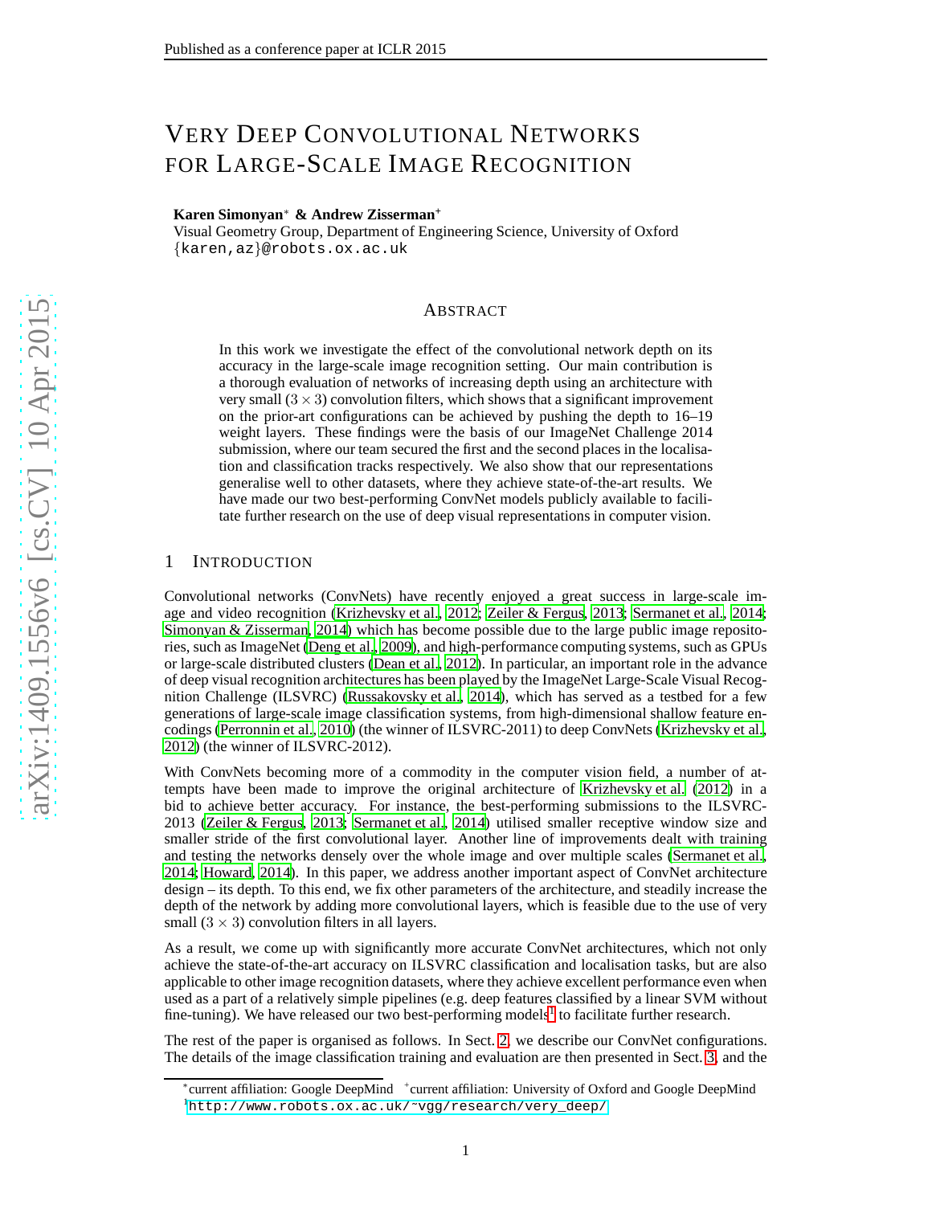# VERY DEEP CONVOLUTIONAL NETWORKS FOR LARGE-SCALE IMAGE RECOGNITION

**Karen Simonyan**[*] **& Andrew Zisserman**[+]
Visual Geometry Group, Department of Engineering Science, University of Oxford
{karen,az}@robots.ox.ac.uk

## ABSTRACT

In this work we investigate the effect of the convolutional network depth on its accuracy in the large-scale image recognition setting. Our main contribution is a thorough evaluation of networks of increasing depth using an architecture with very small ($3 \times 3$) convolution filters, which shows that a significant improvement on the prior-art configurations can be achieved by pushing the depth to 16–19 weight layers. These findings were the basis of our ImageNet Challenge 2014 submission, where our team secured the first and the second places in the localisation and classification tracks respectively. We also show that our representations generalise well to other datasets, where they achieve state-of-the-art results. We have made our two best-performing ConvNet models publicly available to facilitate further research on the use of deep visual representations in computer vision.

## 1 INTRODUCTION

Convolutional networks (ConvNets) have recently enjoyed a great success in large-scale image and video recognition (Krizhevsky et al., 2012; Zeiler & Fergus, 2013; Sermanet et al., 2014; Simonyan & Zisserman, 2014) which has become possible due to the large public image repositories, such as ImageNet (Deng et al., 2009), and high-performance computing systems, such as GPUs or large-scale distributed clusters (Dean et al., 2012). In particular, an important role in the advance of deep visual recognition architectures has been played by the ImageNet Large-Scale Visual Recognition Challenge (ILSVRC) (Russakovsky et al., 2014), which has served as a testbed for a few generations of large-scale image classification systems, from high-dimensional shallow feature encodings (Perronnin et al., 2010) (the winner of ILSVRC-2011) to deep ConvNets (Krizhevsky et al., 2012) (the winner of ILSVRC-2012).

With ConvNets becoming more of a commodity in the computer vision field, a number of attempts have been made to improve the original architecture of Krizhevsky et al. (2012) in a bid to achieve better accuracy. For instance, the best-performing submissions to the ILSVRC-2013 (Zeiler & Fergus, 2013; Sermanet et al., 2014) utilised smaller receptive window size and smaller stride of the first convolutional layer. Another line of improvements dealt with training and testing the networks densely over the whole image and over multiple scales (Sermanet et al., 2014; Howard, 2014). In this paper, we address another important aspect of ConvNet architecture design – its depth. To this end, we fix other parameters of the architecture, and steadily increase the depth of the network by adding more convolutional layers, which is feasible due to the use of very small ($3 \times 3$) convolution filters in all layers.

As a result, we come up with significantly more accurate ConvNet architectures, which not only achieve the state-of-the-art accuracy on ILSVRC classification and localisation tasks, but are also applicable to other image recognition datasets, where they achieve excellent performance even when used as a part of a relatively simple pipelines (e.g. deep features classified by a linear SVM without fine-tuning). We have released our two best-performing models[1] to facilitate further research.

The rest of the paper is organised as follows. In Sect. 2, we describe our ConvNet configurations. The details of the image classification training and evaluation are then presented in Sect. 3, and the

[*]current affiliation: Google DeepMind [+]current affiliation: University of Oxford and Google DeepMind
[1]http://www.robots.ox.ac.uk/~vgg/research/very_deep/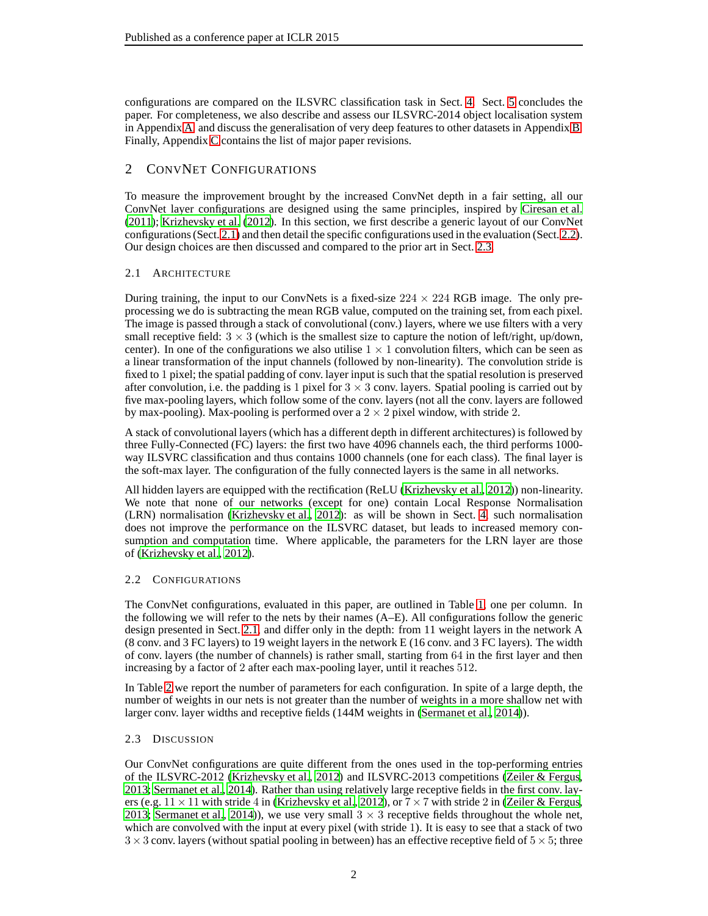configurations are compared on the ILSVRC classification task in Sect. 4. Sect. 5 concludes the paper. For completeness, we also describe and assess our ILSVRC-2014 object localisation system in Appendix A, and discuss the generalisation of very deep features to other datasets in Appendix B. Finally, Appendix C contains the list of major paper revisions.

## 2 ConvNet Configurations

To measure the improvement brought by the increased ConvNet depth in a fair setting, all our ConvNet layer configurations are designed using the same principles, inspired by Ciresan et al. (2011); Krizhevsky et al. (2012). In this section, we first describe a generic layout of our ConvNet configurations (Sect. 2.1) and then detail the specific configurations used in the evaluation (Sect. 2.2). Our design choices are then discussed and compared to the prior art in Sect. 2.3.

### 2.1 Architecture

During training, the input to our ConvNets is a fixed-size $224 \times 224$ RGB image. The only preprocessing we do is subtracting the mean RGB value, computed on the training set, from each pixel. The image is passed through a stack of convolutional (conv.) layers, where we use filters with a very small receptive field: $3 \times 3$ (which is the smallest size to capture the notion of left/right, up/down, center). In one of the configurations we also utilise $1 \times 1$ convolution filters, which can be seen as a linear transformation of the input channels (followed by non-linearity). The convolution stride is fixed to $1$ pixel; the spatial padding of conv. layer input is such that the spatial resolution is preserved after convolution, i.e. the padding is $1$ pixel for $3 \times 3$ conv. layers. Spatial pooling is carried out by five max-pooling layers, which follow some of the conv. layers (not all the conv. layers are followed by max-pooling). Max-pooling is performed over a $2 \times 2$ pixel window, with stride $2$.

A stack of convolutional layers (which has a different depth in different architectures) is followed by three Fully-Connected (FC) layers: the first two have 4096 channels each, the third performs 1000-way ILSVRC classification and thus contains 1000 channels (one for each class). The final layer is the soft-max layer. The configuration of the fully connected layers is the same in all networks.

All hidden layers are equipped with the rectification (ReLU (Krizhevsky et al., 2012)) non-linearity. We note that none of our networks (except for one) contain Local Response Normalisation (LRN) normalisation (Krizhevsky et al., 2012): as will be shown in Sect. 4, such normalisation does not improve the performance on the ILSVRC dataset, but leads to increased memory consumption and computation time. Where applicable, the parameters for the LRN layer are those of (Krizhevsky et al., 2012).

### 2.2 Configurations

The ConvNet configurations, evaluated in this paper, are outlined in Table 1, one per column. In the following we will refer to the nets by their names (A–E). All configurations follow the generic design presented in Sect. 2.1, and differ only in the depth: from 11 weight layers in the network A (8 conv. and 3 FC layers) to 19 weight layers in the network E (16 conv. and 3 FC layers). The width of conv. layers (the number of channels) is rather small, starting from $64$ in the first layer and then increasing by a factor of $2$ after each max-pooling layer, until it reaches $512$.

In Table 2 we report the number of parameters for each configuration. In spite of a large depth, the number of weights in our nets is not greater than the number of weights in a more shallow net with larger conv. layer widths and receptive fields (144M weights in (Sermanet et al., 2014)).

### 2.3 Discussion

Our ConvNet configurations are quite different from the ones used in the top-performing entries of the ILSVRC-2012 (Krizhevsky et al., 2012) and ILSVRC-2013 competitions (Zeiler & Fergus, 2013; Sermanet et al., 2014). Rather than using relatively large receptive fields in the first conv. layers (e.g. $11 \times 11$ with stride $4$ in (Krizhevsky et al., 2012), or $7 \times 7$ with stride $2$ in (Zeiler & Fergus, 2013; Sermanet et al., 2014)), we use very small $3 \times 3$ receptive fields throughout the whole net, which are convolved with the input at every pixel (with stride $1$). It is easy to see that a stack of two $3 \times 3$ conv. layers (without spatial pooling in between) has an effective receptive field of $5 \times 5$; three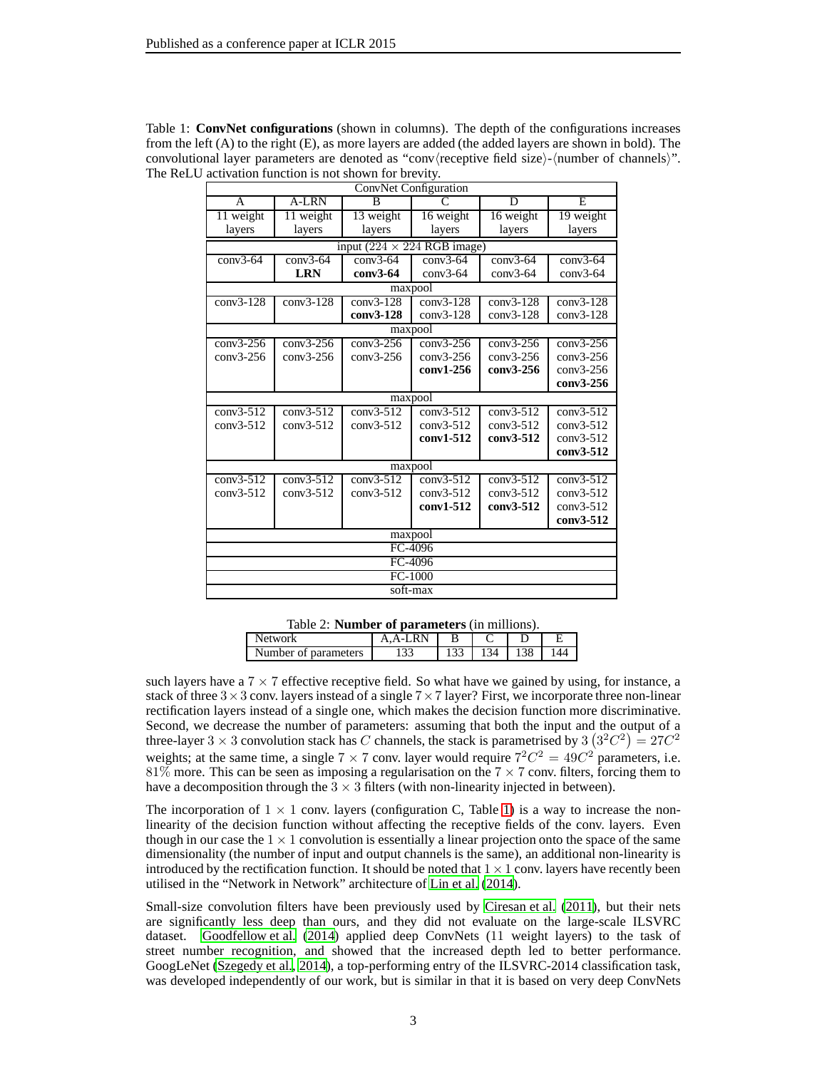Table 1: **ConvNet configurations** (shown in columns). The depth of the configurations increases from the left (A) to the right (E), as more layers are added (the added layers are shown in bold). The convolutional layer parameters are denoted as "conv⟨receptive field size⟩-⟨number of channels⟩". The ReLU activation function is not shown for brevity.

| ConvNet Configuration | | | | | |
|---|---|---|---|---|---|
| A | A-LRN | B | C | D | E |
| 11 weight layers | 11 weight layers | 13 weight layers | 16 weight layers | 16 weight layers | 19 weight layers |
| input ($224 \times 224$ RGB image) | | | | | |
| conv3-64 | conv3-64<br>**LRN** | conv3-64<br>**conv3-64** | conv3-64<br>conv3-64 | conv3-64<br>conv3-64 | conv3-64<br>conv3-64 |
| maxpool | | | | | |
| conv3-128 | conv3-128 | conv3-128<br>**conv3-128** | conv3-128<br>conv3-128 | conv3-128<br>conv3-128 | conv3-128<br>conv3-128 |
| maxpool | | | | | |
| conv3-256<br>conv3-256 | conv3-256<br>conv3-256 | conv3-256<br>conv3-256 | conv3-256<br>conv3-256<br>**conv1-256** | conv3-256<br>conv3-256<br>**conv3-256** | conv3-256<br>conv3-256<br>conv3-256<br>**conv3-256** |
| maxpool | | | | | |
| conv3-512<br>conv3-512 | conv3-512<br>conv3-512 | conv3-512<br>conv3-512 | conv3-512<br>conv3-512<br>**conv1-512** | conv3-512<br>conv3-512<br>**conv3-512** | conv3-512<br>conv3-512<br>conv3-512<br>**conv3-512** |
| maxpool | | | | | |
| conv3-512<br>conv3-512 | conv3-512<br>conv3-512 | conv3-512<br>conv3-512 | conv3-512<br>conv3-512<br>**conv1-512** | conv3-512<br>conv3-512<br>**conv3-512** | conv3-512<br>conv3-512<br>conv3-512<br>**conv3-512** |
| maxpool | | | | | |
| FC-4096 | | | | | |
| FC-4096 | | | | | |
| FC-1000 | | | | | |
| soft-max | | | | | |

Table 2: **Number of parameters** (in millions).

| Network | A,A-LRN | B | C | D | E |
|---|---|---|---|---|---|
| Number of parameters | 133 | 133 | 134 | 138 | 144 |

such layers have a $7 \times 7$ effective receptive field. So what have we gained by using, for instance, a stack of three $3 \times 3$ conv. layers instead of a single $7 \times 7$ layer? First, we incorporate three non-linear rectification layers instead of a single one, which makes the decision function more discriminative. Second, we decrease the number of parameters: assuming that both the input and the output of a three-layer $3 \times 3$ convolution stack has $C$ channels, the stack is parametrised by $3\left(3^2C^2\right) = 27C^2$ weights; at the same time, a single $7 \times 7$ conv. layer would require $7^2C^2 = 49C^2$ parameters, i.e. $81\%$ more. This can be seen as imposing a regularisation on the $7 \times 7$ conv. filters, forcing them to have a decomposition through the $3 \times 3$ filters (with non-linearity injected in between).

The incorporation of $1 \times 1$ conv. layers (configuration C, Table 1) is a way to increase the non-linearity of the decision function without affecting the receptive fields of the conv. layers. Even though in our case the $1 \times 1$ convolution is essentially a linear projection onto the space of the same dimensionality (the number of input and output channels is the same), an additional non-linearity is introduced by the rectification function. It should be noted that $1 \times 1$ conv. layers have recently been utilised in the "Network in Network" architecture of Lin et al. (2014).

Small-size convolution filters have been previously used by Ciresan et al. (2011), but their nets are significantly less deep than ours, and they did not evaluate on the large-scale ILSVRC dataset. Goodfellow et al. (2014) applied deep ConvNets (11 weight layers) to the task of street number recognition, and showed that the increased depth led to better performance. GoogLeNet (Szegedy et al., 2014), a top-performing entry of the ILSVRC-2014 classification task, was developed independently of our work, but is similar in that it is based on very deep ConvNets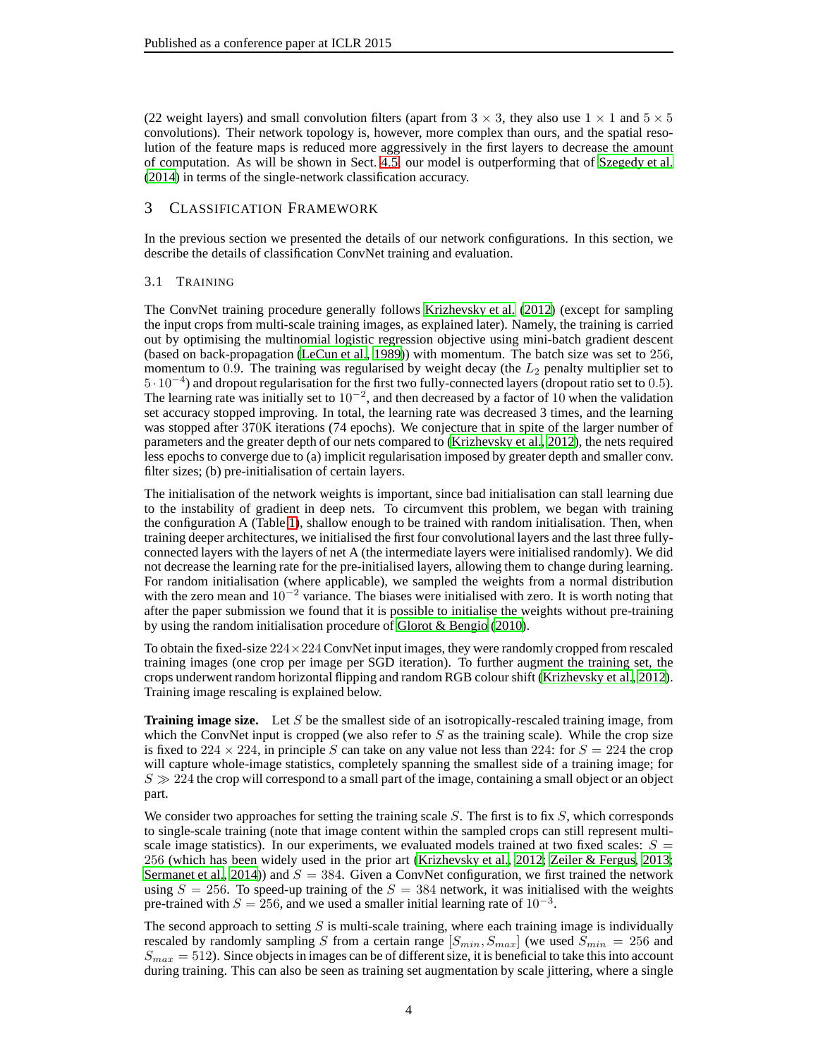(22 weight layers) and small convolution filters (apart from $3 \times 3$, they also use $1 \times 1$ and $5 \times 5$ convolutions). Their network topology is, however, more complex than ours, and the spatial resolution of the feature maps is reduced more aggressively in the first layers to decrease the amount of computation. As will be shown in Sect. 4.5, our model is outperforming that of Szegedy et al. (2014) in terms of the single-network classification accuracy.

## 3 Classification Framework

In the previous section we presented the details of our network configurations. In this section, we describe the details of classification ConvNet training and evaluation.

### 3.1 Training

The ConvNet training procedure generally follows Krizhevsky et al. (2012) (except for sampling the input crops from multi-scale training images, as explained later). Namely, the training is carried out by optimising the multinomial logistic regression objective using mini-batch gradient descent (based on back-propagation (LeCun et al., 1989)) with momentum. The batch size was set to $256$, momentum to $0.9$. The training was regularised by weight decay (the $L_2$ penalty multiplier set to $5 \cdot 10^{-4}$) and dropout regularisation for the first two fully-connected layers (dropout ratio set to $0.5$). The learning rate was initially set to $10^{-2}$, and then decreased by a factor of $10$ when the validation set accuracy stopped improving. In total, the learning rate was decreased 3 times, and the learning was stopped after $370$K iterations (74 epochs). We conjecture that in spite of the larger number of parameters and the greater depth of our nets compared to (Krizhevsky et al., 2012), the nets required less epochs to converge due to (a) implicit regularisation imposed by greater depth and smaller conv. filter sizes; (b) pre-initialisation of certain layers.

The initialisation of the network weights is important, since bad initialisation can stall learning due to the instability of gradient in deep nets. To circumvent this problem, we began with training the configuration A (Table 1), shallow enough to be trained with random initialisation. Then, when training deeper architectures, we initialised the first four convolutional layers and the last three fully-connected layers with the layers of net A (the intermediate layers were initialised randomly). We did not decrease the learning rate for the pre-initialised layers, allowing them to change during learning. For random initialisation (where applicable), we sampled the weights from a normal distribution with the zero mean and $10^{-2}$ variance. The biases were initialised with zero. It is worth noting that after the paper submission we found that it is possible to initialise the weights without pre-training by using the random initialisation procedure of Glorot & Bengio (2010).

To obtain the fixed-size $224 \times 224$ ConvNet input images, they were randomly cropped from rescaled training images (one crop per image per SGD iteration). To further augment the training set, the crops underwent random horizontal flipping and random RGB colour shift (Krizhevsky et al., 2012). Training image rescaling is explained below.

**Training image size.** Let $S$ be the smallest side of an isotropically-rescaled training image, from which the ConvNet input is cropped (we also refer to $S$ as the training scale). While the crop size is fixed to $224 \times 224$, in principle $S$ can take on any value not less than $224$: for $S = 224$ the crop will capture whole-image statistics, completely spanning the smallest side of a training image; for $S \gg 224$ the crop will correspond to a small part of the image, containing a small object or an object part.

We consider two approaches for setting the training scale $S$. The first is to fix $S$, which corresponds to single-scale training (note that image content within the sampled crops can still represent multi-scale image statistics). In our experiments, we evaluated models trained at two fixed scales: $S = 256$ (which has been widely used in the prior art (Krizhevsky et al., 2012; Zeiler & Fergus, 2013; Sermanet et al., 2014)) and $S = 384$. Given a ConvNet configuration, we first trained the network using $S = 256$. To speed-up training of the $S = 384$ network, it was initialised with the weights pre-trained with $S = 256$, and we used a smaller initial learning rate of $10^{-3}$.

The second approach to setting $S$ is multi-scale training, where each training image is individually rescaled by randomly sampling $S$ from a certain range $[S_{min}, S_{max}]$ (we used $S_{min} = 256$ and $S_{max} = 512$). Since objects in images can be of different size, it is beneficial to take this into account during training. This can also be seen as training set augmentation by scale jittering, where a single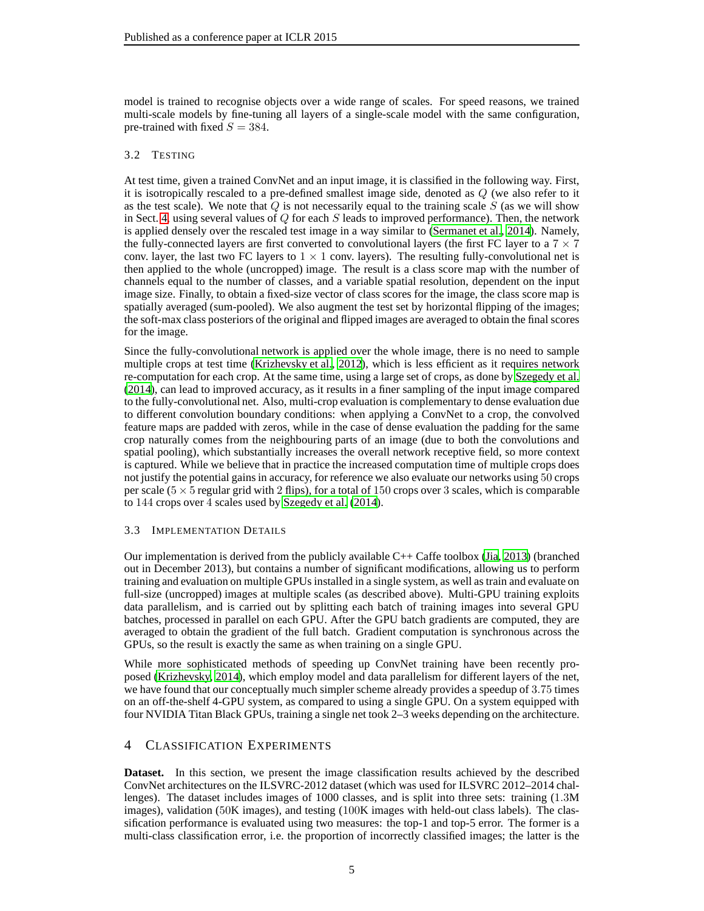model is trained to recognise objects over a wide range of scales. For speed reasons, we trained multi-scale models by fine-tuning all layers of a single-scale model with the same configuration, pre-trained with fixed $S = 384$.

### 3.2 Testing

At test time, given a trained ConvNet and an input image, it is classified in the following way. First, it is isotropically rescaled to a pre-defined smallest image side, denoted as $Q$ (we also refer to it as the test scale). We note that $Q$ is not necessarily equal to the training scale $S$ (as we will show in Sect. 4, using several values of $Q$ for each $S$ leads to improved performance). Then, the network is applied densely over the rescaled test image in a way similar to (Sermanet et al., 2014). Namely, the fully-connected layers are first converted to convolutional layers (the first FC layer to a $7 \times 7$ conv. layer, the last two FC layers to $1 \times 1$ conv. layers). The resulting fully-convolutional net is then applied to the whole (uncropped) image. The result is a class score map with the number of channels equal to the number of classes, and a variable spatial resolution, dependent on the input image size. Finally, to obtain a fixed-size vector of class scores for the image, the class score map is spatially averaged (sum-pooled). We also augment the test set by horizontal flipping of the images; the soft-max class posteriors of the original and flipped images are averaged to obtain the final scores for the image.

Since the fully-convolutional network is applied over the whole image, there is no need to sample multiple crops at test time (Krizhevsky et al., 2012), which is less efficient as it requires network re-computation for each crop. At the same time, using a large set of crops, as done by Szegedy et al. (2014), can lead to improved accuracy, as it results in a finer sampling of the input image compared to the fully-convolutional net. Also, multi-crop evaluation is complementary to dense evaluation due to different convolution boundary conditions: when applying a ConvNet to a crop, the convolved feature maps are padded with zeros, while in the case of dense evaluation the padding for the same crop naturally comes from the neighbouring parts of an image (due to both the convolutions and spatial pooling), which substantially increases the overall network receptive field, so more context is captured. While we believe that in practice the increased computation time of multiple crops does not justify the potential gains in accuracy, for reference we also evaluate our networks using 50 crops per scale ($5 \times 5$ regular grid with 2 flips), for a total of 150 crops over 3 scales, which is comparable to 144 crops over 4 scales used by Szegedy et al. (2014).

### 3.3 Implementation Details

Our implementation is derived from the publicly available C++ Caffe toolbox (Jia, 2013) (branched out in December 2013), but contains a number of significant modifications, allowing us to perform training and evaluation on multiple GPUs installed in a single system, as well as train and evaluate on full-size (uncropped) images at multiple scales (as described above). Multi-GPU training exploits data parallelism, and is carried out by splitting each batch of training images into several GPU batches, processed in parallel on each GPU. After the GPU batch gradients are computed, they are averaged to obtain the gradient of the full batch. Gradient computation is synchronous across the GPUs, so the result is exactly the same as when training on a single GPU.

While more sophisticated methods of speeding up ConvNet training have been recently proposed (Krizhevsky, 2014), which employ model and data parallelism for different layers of the net, we have found that our conceptually much simpler scheme already provides a speedup of 3.75 times on an off-the-shelf 4-GPU system, as compared to using a single GPU. On a system equipped with four NVIDIA Titan Black GPUs, training a single net took 2–3 weeks depending on the architecture.

## 4 Classification Experiments

**Dataset.** In this section, we present the image classification results achieved by the described ConvNet architectures on the ILSVRC-2012 dataset (which was used for ILSVRC 2012–2014 challenges). The dataset includes images of 1000 classes, and is split into three sets: training (1.3M images), validation (50K images), and testing (100K images with held-out class labels). The classification performance is evaluated using two measures: the top-1 and top-5 error. The former is a multi-class classification error, i.e. the proportion of incorrectly classified images; the latter is the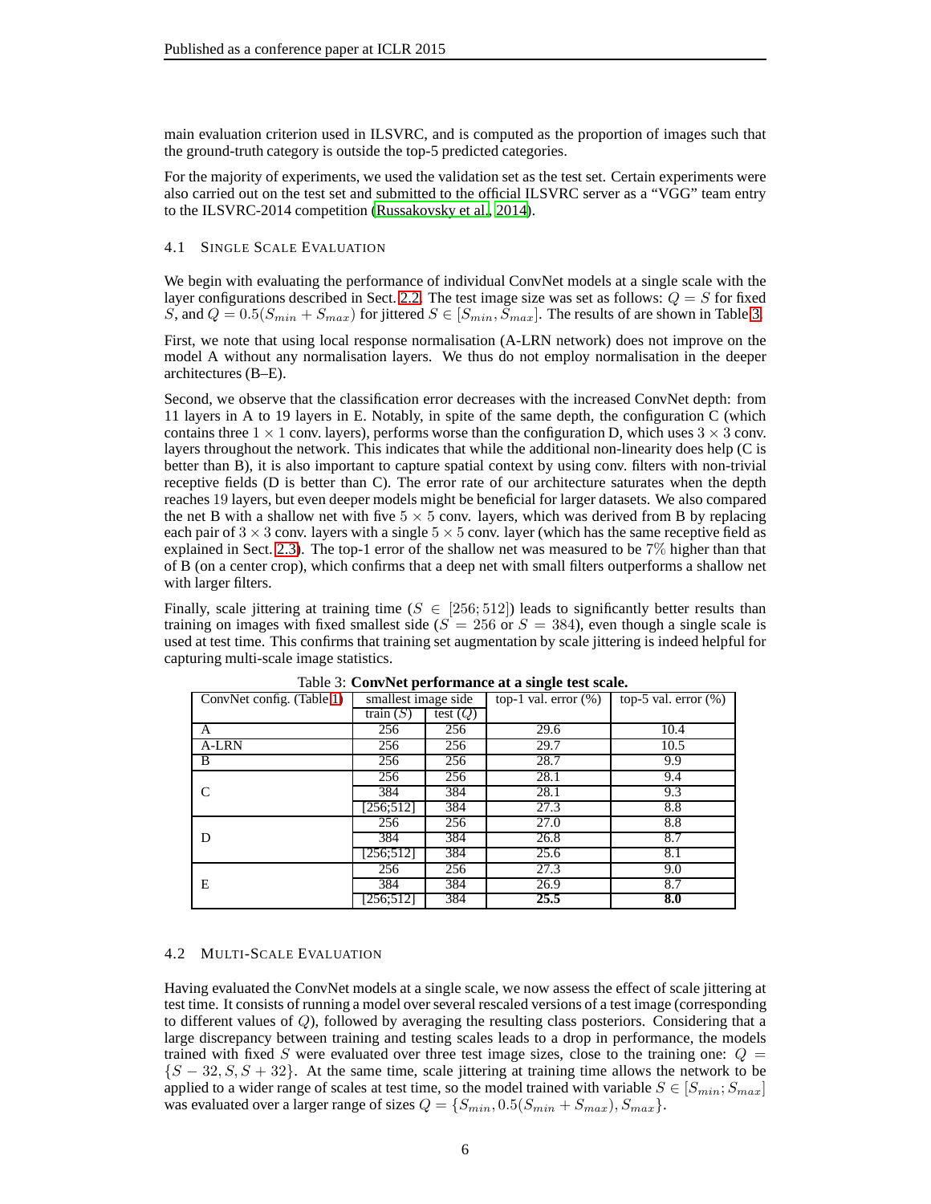main evaluation criterion used in ILSVRC, and is computed as the proportion of images such that the ground-truth category is outside the top-5 predicted categories.

For the majority of experiments, we used the validation set as the test set. Certain experiments were also carried out on the test set and submitted to the official ILSVRC server as a "VGG" team entry to the ILSVRC-2014 competition (Russakovsky et al., 2014).

### 4.1 Single Scale Evaluation

We begin with evaluating the performance of individual ConvNet models at a single scale with the layer configurations described in Sect. 2.2. The test image size was set as follows: $Q = S$ for fixed $S$, and $Q = 0.5(S_{min} + S_{max})$ for jittered $S \in [S_{min}, S_{max}]$. The results of are shown in Table 3.

First, we note that using local response normalisation (A-LRN network) does not improve on the model A without any normalisation layers. We thus do not employ normalisation in the deeper architectures (B–E).

Second, we observe that the classification error decreases with the increased ConvNet depth: from 11 layers in A to 19 layers in E. Notably, in spite of the same depth, the configuration C (which contains three $1 \times 1$ conv. layers), performs worse than the configuration D, which uses $3 \times 3$ conv. layers throughout the network. This indicates that while the additional non-linearity does help (C is better than B), it is also important to capture spatial context by using conv. filters with non-trivial receptive fields (D is better than C). The error rate of our architecture saturates when the depth reaches 19 layers, but even deeper models might be beneficial for larger datasets. We also compared the net B with a shallow net with five $5 \times 5$ conv. layers, which was derived from B by replacing each pair of $3 \times 3$ conv. layers with a single $5 \times 5$ conv. layer (which has the same receptive field as explained in Sect. 2.3). The top-1 error of the shallow net was measured to be 7% higher than that of B (on a center crop), which confirms that a deep net with small filters outperforms a shallow net with larger filters.

Finally, scale jittering at training time ($S \in [256; 512]$) leads to significantly better results than training on images with fixed smallest side ($S = 256$ or $S = 384$), even though a single scale is used at test time. This confirms that training set augmentation by scale jittering is indeed helpful for capturing multi-scale image statistics.

Table 3: **ConvNet performance at a single test scale.**

| ConvNet config. (Table 1) | smallest image side | | top-1 val. error (%) | top-5 val. error (%) |
|---|---|---|---|---|
| | train ($S$) | test ($Q$) | | |
| A | 256 | 256 | 29.6 | 10.4 |
| A-LRN | 256 | 256 | 29.7 | 10.5 |
| B | 256 | 256 | 28.7 | 9.9 |
| C | 256 | 256 | 28.1 | 9.4 |
| | 384 | 384 | 28.1 | 9.3 |
| | [256;512] | 384 | 27.3 | 8.8 |
| D | 256 | 256 | 27.0 | 8.8 |
| | 384 | 384 | 26.8 | 8.7 |
| | [256;512] | 384 | 25.6 | 8.1 |
| E | 256 | 256 | 27.3 | 9.0 |
| | 384 | 384 | 26.9 | 8.7 |
| | [256;512] | 384 | **25.5** | **8.0** |

### 4.2 Multi-Scale Evaluation

Having evaluated the ConvNet models at a single scale, we now assess the effect of scale jittering at test time. It consists of running a model over several rescaled versions of a test image (corresponding to different values of $Q$), followed by averaging the resulting class posteriors. Considering that a large discrepancy between training and testing scales leads to a drop in performance, the models trained with fixed $S$ were evaluated over three test image sizes, close to the training one: $Q = \{S - 32, S, S + 32\}$. At the same time, scale jittering at training time allows the network to be applied to a wider range of scales at test time, so the model trained with variable $S \in [S_{min}; S_{max}]$ was evaluated over a larger range of sizes $Q = \{S_{min}, 0.5(S_{min} + S_{max}), S_{max}\}$.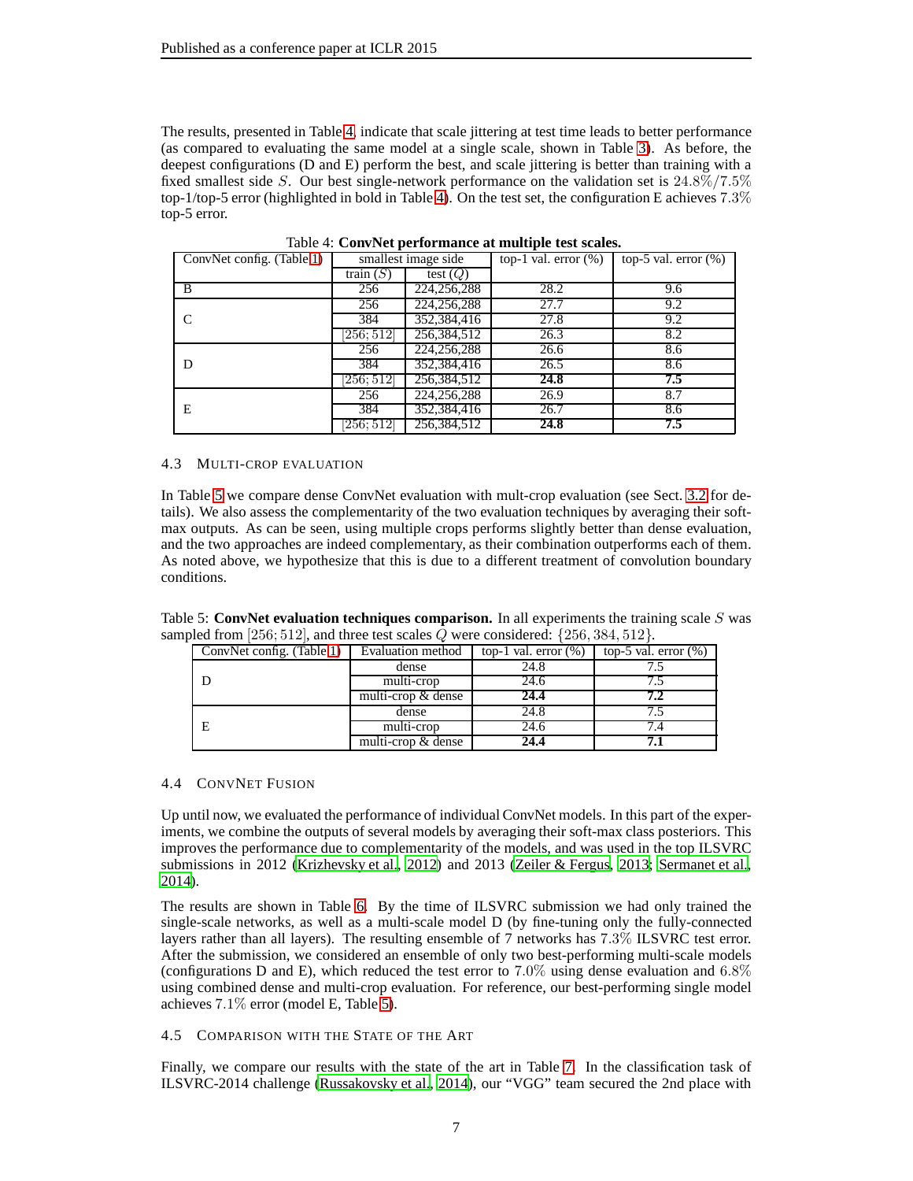The results, presented in Table 4, indicate that scale jittering at test time leads to better performance (as compared to evaluating the same model at a single scale, shown in Table 3). As before, the deepest configurations (D and E) perform the best, and scale jittering is better than training with a fixed smallest side $S$. Our best single-network performance on the validation set is $24.8\%/7.5\%$ top-1/top-5 error (highlighted in bold in Table 4). On the test set, the configuration E achieves $7.3\%$ top-5 error.

Table 4: **ConvNet performance at multiple test scales.**

| ConvNet config. (Table 1) | smallest image side | | top-1 val. error (%) | top-5 val. error (%) |
|---|---|---|---|---|
| | train ($S$) | test ($Q$) | | |
| B | 256 | 224,256,288 | 28.2 | 9.6 |
| C | 256 | 224,256,288 | 27.7 | 9.2 |
| | 384 | 352,384,416 | 27.8 | 9.2 |
| | $[256; 512]$ | 256,384,512 | 26.3 | 8.2 |
| D | 256 | 224,256,288 | 26.6 | 8.6 |
| | 384 | 352,384,416 | 26.5 | 8.6 |
| | $[256; 512]$ | 256,384,512 | **24.8** | **7.5** |
| E | 256 | 224,256,288 | 26.9 | 8.7 |
| | 384 | 352,384,416 | 26.7 | 8.6 |
| | $[256; 512]$ | 256,384,512 | **24.8** | **7.5** |

### 4.3 Multi-crop evaluation

In Table 5 we compare dense ConvNet evaluation with mult-crop evaluation (see Sect. 3.2 for details). We also assess the complementarity of the two evaluation techniques by averaging their soft-max outputs. As can be seen, using multiple crops performs slightly better than dense evaluation, and the two approaches are indeed complementary, as their combination outperforms each of them. As noted above, we hypothesize that this is due to a different treatment of convolution boundary conditions.

Table 5: **ConvNet evaluation techniques comparison.** In all experiments the training scale $S$ was sampled from $[256; 512]$, and three test scales $Q$ were considered: $\{256, 384, 512\}$.

| ConvNet config. (Table 1) | Evaluation method | top-1 val. error (%) | top-5 val. error (%) |
|---|---|---|---|
| D | dense | 24.8 | 7.5 |
| | multi-crop | 24.6 | 7.5 |
| | multi-crop & dense | **24.4** | **7.2** |
| E | dense | 24.8 | 7.5 |
| | multi-crop | 24.6 | 7.4 |
| | multi-crop & dense | **24.4** | **7.1** |

### 4.4 ConvNet Fusion

Up until now, we evaluated the performance of individual ConvNet models. In this part of the experiments, we combine the outputs of several models by averaging their soft-max class posteriors. This improves the performance due to complementarity of the models, and was used in the top ILSVRC submissions in 2012 (Krizhevsky et al., 2012) and 2013 (Zeiler & Fergus, 2013; Sermanet et al., 2014).

The results are shown in Table 6. By the time of ILSVRC submission we had only trained the single-scale networks, as well as a multi-scale model D (by fine-tuning only the fully-connected layers rather than all layers). The resulting ensemble of 7 networks has $7.3\%$ ILSVRC test error. After the submission, we considered an ensemble of only two best-performing multi-scale models (configurations D and E), which reduced the test error to $7.0\%$ using dense evaluation and $6.8\%$ using combined dense and multi-crop evaluation. For reference, our best-performing single model achieves $7.1\%$ error (model E, Table 5).

### 4.5 Comparison with the State of the Art

Finally, we compare our results with the state of the art in Table 7. In the classification task of ILSVRC-2014 challenge (Russakovsky et al., 2014), our "VGG" team secured the 2nd place with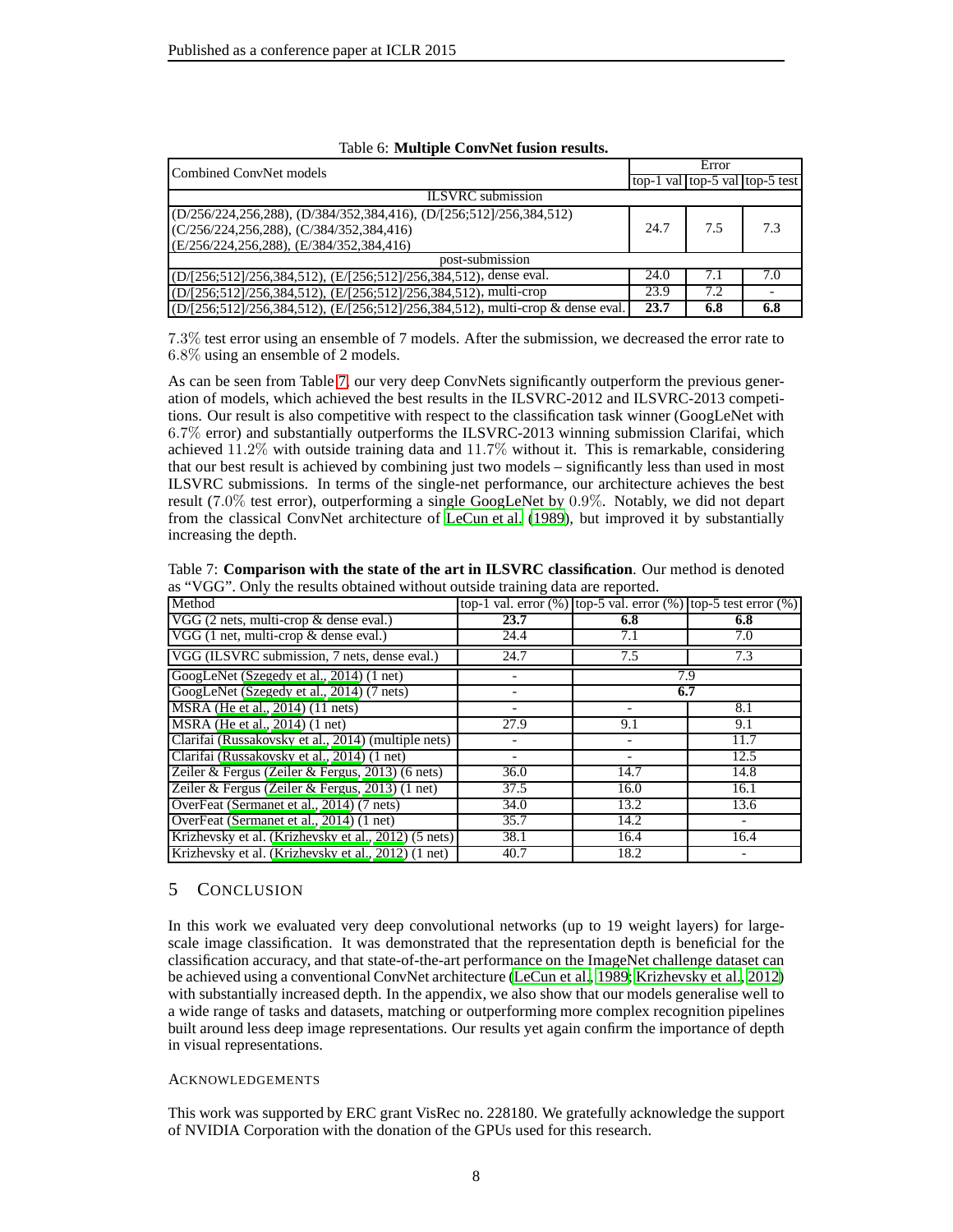Table 6: **Multiple ConvNet fusion results.**

| Combined ConvNet models | Error | | |
|---|---|---|---|
| | top-1 val | top-5 val | top-5 test |
| ILSVRC submission | | | |
| (D/256/224,256,288), (D/384/352,384,416), (D/[256;512]/256,384,512) (C/256/224,256,288), (C/384/352,384,416) (E/256/224,256,288), (E/384/352,384,416) | 24.7 | 7.5 | 7.3 |
| post-submission | | | |
| (D/[256;512]/256,384,512), (E/[256;512]/256,384,512), dense eval. | 24.0 | 7.1 | 7.0 |
| (D/[256;512]/256,384,512), (E/[256;512]/256,384,512), multi-crop | 23.9 | 7.2 | - |
| (D/[256;512]/256,384,512), (E/[256;512]/256,384,512), multi-crop & dense eval. | **23.7** | **6.8** | **6.8** |

$7.3\%$ test error using an ensemble of 7 models. After the submission, we decreased the error rate to $6.8\%$ using an ensemble of 2 models.

As can be seen from Table 7, our very deep ConvNets significantly outperform the previous generation of models, which achieved the best results in the ILSVRC-2012 and ILSVRC-2013 competitions. Our result is also competitive with respect to the classification task winner (GoogLeNet with $6.7\%$ error) and substantially outperforms the ILSVRC-2013 winning submission Clarifai, which achieved $11.2\%$ with outside training data and $11.7\%$ without it. This is remarkable, considering that our best result is achieved by combining just two models – significantly less than used in most ILSVRC submissions. In terms of the single-net performance, our architecture achieves the best result ($7.0\%$ test error), outperforming a single GoogLeNet by $0.9\%$. Notably, we did not depart from the classical ConvNet architecture of LeCun et al. (1989), but improved it by substantially increasing the depth.

Table 7: **Comparison with the state of the art in ILSVRC classification**. Our method is denoted as "VGG". Only the results obtained without outside training data are reported.

| Method | top-1 val. error (%) | top-5 val. error (%) | top-5 test error (%) |
|---|---|---|---|
| VGG (2 nets, multi-crop & dense eval.) | **23.7** | **6.8** | **6.8** |
| VGG (1 net, multi-crop & dense eval.) | 24.4 | 7.1 | 7.0 |
| VGG (ILSVRC submission, 7 nets, dense eval.) | 24.7 | 7.5 | 7.3 |
| GoogLeNet (Szegedy et al., 2014) (1 net) | - | 7.9 | |
| GoogLeNet (Szegedy et al., 2014) (7 nets) | - | **6.7** | |
| MSRA (He et al., 2014) (11 nets) | - | - | 8.1 |
| MSRA (He et al., 2014) (1 net) | 27.9 | 9.1 | 9.1 |
| Clarifai (Russakovsky et al., 2014) (multiple nets) | - | - | 11.7 |
| Clarifai (Russakovsky et al., 2014) (1 net) | - | - | 12.5 |
| Zeiler & Fergus (Zeiler & Fergus, 2013) (6 nets) | 36.0 | 14.7 | 14.8 |
| Zeiler & Fergus (Zeiler & Fergus, 2013) (1 net) | 37.5 | 16.0 | 16.1 |
| OverFeat (Sermanet et al., 2014) (7 nets) | 34.0 | 13.2 | 13.6 |
| OverFeat (Sermanet et al., 2014) (1 net) | 35.7 | 14.2 | - |
| Krizhevsky et al. (Krizhevsky et al., 2012) (5 nets) | 38.1 | 16.4 | 16.4 |
| Krizhevsky et al. (Krizhevsky et al., 2012) (1 net) | 40.7 | 18.2 | - |

## 5 Conclusion

In this work we evaluated very deep convolutional networks (up to 19 weight layers) for large-scale image classification. It was demonstrated that the representation depth is beneficial for the classification accuracy, and that state-of-the-art performance on the ImageNet challenge dataset can be achieved using a conventional ConvNet architecture (LeCun et al., 1989; Krizhevsky et al., 2012) with substantially increased depth. In the appendix, we also show that our models generalise well to a wide range of tasks and datasets, matching or outperforming more complex recognition pipelines built around less deep image representations. Our results yet again confirm the importance of depth in visual representations.

### Acknowledgements

This work was supported by ERC grant VisRec no. 228180. We gratefully acknowledge the support of NVIDIA Corporation with the donation of the GPUs used for this research.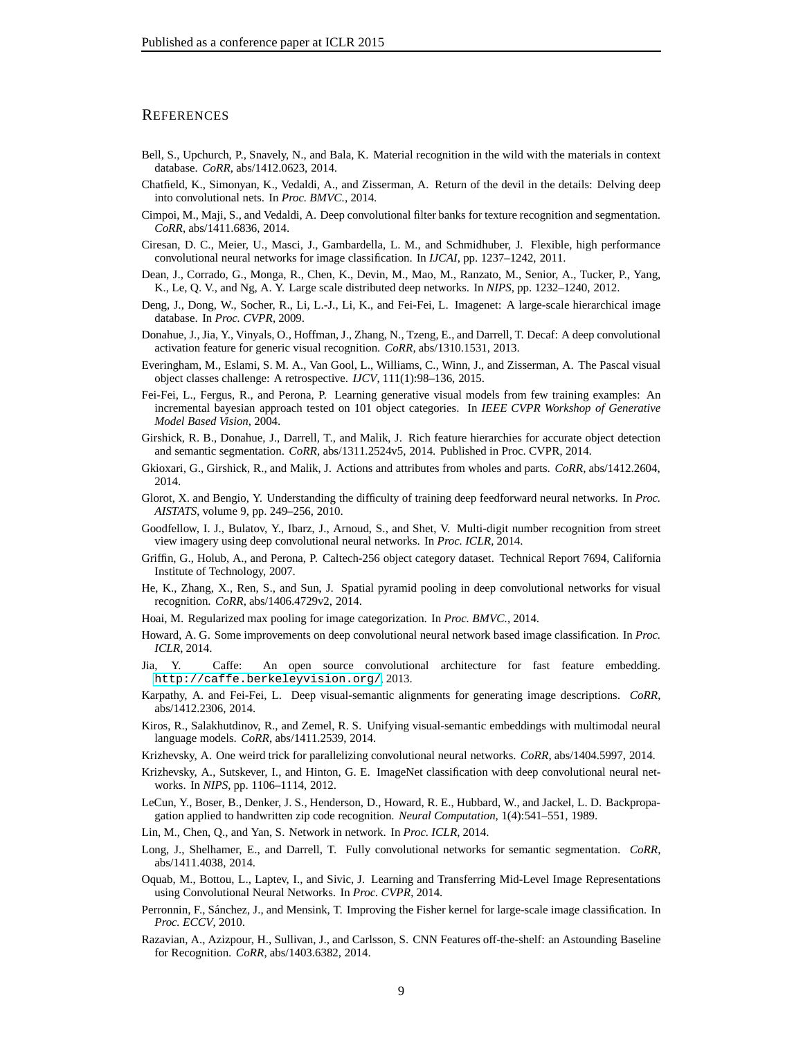# REFERENCES

Bell, S., Upchurch, P., Snavely, N., and Bala, K. Material recognition in the wild with the materials in context database. *CoRR*, abs/1412.0623, 2014.

Chatfield, K., Simonyan, K., Vedaldi, A., and Zisserman, A. Return of the devil in the details: Delving deep into convolutional nets. In *Proc. BMVC.*, 2014.

Cimpoi, M., Maji, S., and Vedaldi, A. Deep convolutional filter banks for texture recognition and segmentation. *CoRR*, abs/1411.6836, 2014.

Ciresan, D. C., Meier, U., Masci, J., Gambardella, L. M., and Schmidhuber, J. Flexible, high performance convolutional neural networks for image classification. In *IJCAI*, pp. 1237–1242, 2011.

Dean, J., Corrado, G., Monga, R., Chen, K., Devin, M., Mao, M., Ranzato, M., Senior, A., Tucker, P., Yang, K., Le, Q. V., and Ng, A. Y. Large scale distributed deep networks. In *NIPS*, pp. 1232–1240, 2012.

Deng, J., Dong, W., Socher, R., Li, L.-J., Li, K., and Fei-Fei, L. Imagenet: A large-scale hierarchical image database. In *Proc. CVPR*, 2009.

Donahue, J., Jia, Y., Vinyals, O., Hoffman, J., Zhang, N., Tzeng, E., and Darrell, T. Decaf: A deep convolutional activation feature for generic visual recognition. *CoRR*, abs/1310.1531, 2013.

Everingham, M., Eslami, S. M. A., Van Gool, L., Williams, C., Winn, J., and Zisserman, A. The Pascal visual object classes challenge: A retrospective. *IJCV*, 111(1):98–136, 2015.

Fei-Fei, L., Fergus, R., and Perona, P. Learning generative visual models from few training examples: An incremental bayesian approach tested on 101 object categories. In *IEEE CVPR Workshop of Generative Model Based Vision*, 2004.

Girshick, R. B., Donahue, J., Darrell, T., and Malik, J. Rich feature hierarchies for accurate object detection and semantic segmentation. *CoRR*, abs/1311.2524v5, 2014. Published in Proc. CVPR, 2014.

Gkioxari, G., Girshick, R., and Malik, J. Actions and attributes from wholes and parts. *CoRR*, abs/1412.2604, 2014.

Glorot, X. and Bengio, Y. Understanding the difficulty of training deep feedforward neural networks. In *Proc. AISTATS*, volume 9, pp. 249–256, 2010.

Goodfellow, I. J., Bulatov, Y., Ibarz, J., Arnoud, S., and Shet, V. Multi-digit number recognition from street view imagery using deep convolutional neural networks. In *Proc. ICLR*, 2014.

Griffin, G., Holub, A., and Perona, P. Caltech-256 object category dataset. Technical Report 7694, California Institute of Technology, 2007.

He, K., Zhang, X., Ren, S., and Sun, J. Spatial pyramid pooling in deep convolutional networks for visual recognition. *CoRR*, abs/1406.4729v2, 2014.

Hoai, M. Regularized max pooling for image categorization. In *Proc. BMVC.*, 2014.

Howard, A. G. Some improvements on deep convolutional neural network based image classification. In *Proc. ICLR*, 2014.

Jia, Y. Caffe: An open source convolutional architecture for fast feature embedding. http://caffe.berkeleyvision.org/, 2013.

Karpathy, A. and Fei-Fei, L. Deep visual-semantic alignments for generating image descriptions. *CoRR*, abs/1412.2306, 2014.

Kiros, R., Salakhutdinov, R., and Zemel, R. S. Unifying visual-semantic embeddings with multimodal neural language models. *CoRR*, abs/1411.2539, 2014.

Krizhevsky, A. One weird trick for parallelizing convolutional neural networks. *CoRR*, abs/1404.5997, 2014.

Krizhevsky, A., Sutskever, I., and Hinton, G. E. ImageNet classification with deep convolutional neural networks. In *NIPS*, pp. 1106–1114, 2012.

LeCun, Y., Boser, B., Denker, J. S., Henderson, D., Howard, R. E., Hubbard, W., and Jackel, L. D. Backpropagation applied to handwritten zip code recognition. *Neural Computation*, 1(4):541–551, 1989.

Lin, M., Chen, Q., and Yan, S. Network in network. In *Proc. ICLR*, 2014.

Long, J., Shelhamer, E., and Darrell, T. Fully convolutional networks for semantic segmentation. *CoRR*, abs/1411.4038, 2014.

Oquab, M., Bottou, L., Laptev, I., and Sivic, J. Learning and Transferring Mid-Level Image Representations using Convolutional Neural Networks. In *Proc. CVPR*, 2014.

Perronnin, F., Sánchez, J., and Mensink, T. Improving the Fisher kernel for large-scale image classification. In *Proc. ECCV*, 2010.

Razavian, A., Azizpour, H., Sullivan, J., and Carlsson, S. CNN Features off-the-shelf: an Astounding Baseline for Recognition. *CoRR*, abs/1403.6382, 2014.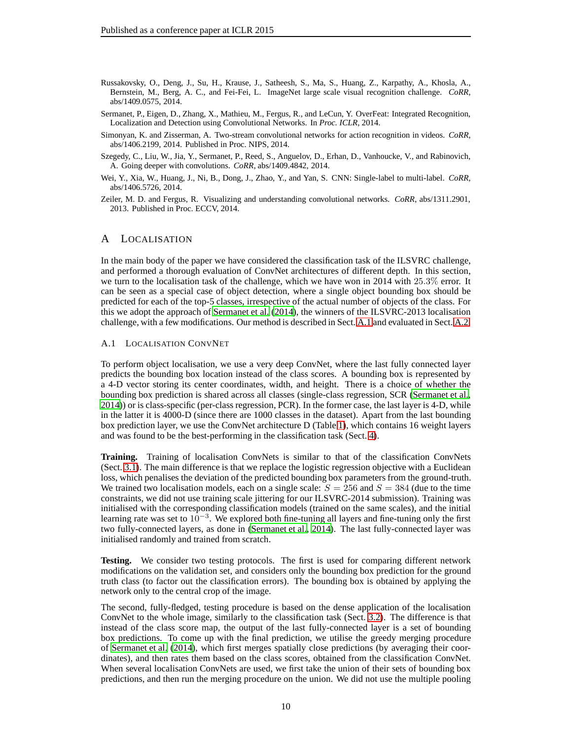Russakovsky, O., Deng, J., Su, H., Krause, J., Satheesh, S., Ma, S., Huang, Z., Karpathy, A., Khosla, A., Bernstein, M., Berg, A. C., and Fei-Fei, L. ImageNet large scale visual recognition challenge. *CoRR*, abs/1409.0575, 2014.

Sermanet, P., Eigen, D., Zhang, X., Mathieu, M., Fergus, R., and LeCun, Y. OverFeat: Integrated Recognition, Localization and Detection using Convolutional Networks. In *Proc. ICLR*, 2014.

Simonyan, K. and Zisserman, A. Two-stream convolutional networks for action recognition in videos. *CoRR*, abs/1406.2199, 2014. Published in Proc. NIPS, 2014.

Szegedy, C., Liu, W., Jia, Y., Sermanet, P., Reed, S., Anguelov, D., Erhan, D., Vanhoucke, V., and Rabinovich, A. Going deeper with convolutions. *CoRR*, abs/1409.4842, 2014.

Wei, Y., Xia, W., Huang, J., Ni, B., Dong, J., Zhao, Y., and Yan, S. CNN: Single-label to multi-label. *CoRR*, abs/1406.5726, 2014.

Zeiler, M. D. and Fergus, R. Visualizing and understanding convolutional networks. *CoRR*, abs/1311.2901, 2013. Published in Proc. ECCV, 2014.

# A LOCALISATION

In the main body of the paper we have considered the classification task of the ILSVRC challenge, and performed a thorough evaluation of ConvNet architectures of different depth. In this section, we turn to the localisation task of the challenge, which we have won in 2014 with $25.3\%$ error. It can be seen as a special case of object detection, where a single object bounding box should be predicted for each of the top-5 classes, irrespective of the actual number of objects of the class. For this we adopt the approach of Sermanet et al. (2014), the winners of the ILSVRC-2013 localisation challenge, with a few modifications. Our method is described in Sect. A.1 and evaluated in Sect. A.2.

## A.1 LOCALISATION CONVNET

To perform object localisation, we use a very deep ConvNet, where the last fully connected layer predicts the bounding box location instead of the class scores. A bounding box is represented by a 4-D vector storing its center coordinates, width, and height. There is a choice of whether the bounding box prediction is shared across all classes (single-class regression, SCR (Sermanet et al., 2014)) or is class-specific (per-class regression, PCR). In the former case, the last layer is 4-D, while in the latter it is 4000-D (since there are 1000 classes in the dataset). Apart from the last bounding box prediction layer, we use the ConvNet architecture D (Table 1), which contains 16 weight layers and was found to be the best-performing in the classification task (Sect. 4).

**Training.** Training of localisation ConvNets is similar to that of the classification ConvNets (Sect. 3.1). The main difference is that we replace the logistic regression objective with a Euclidean loss, which penalises the deviation of the predicted bounding box parameters from the ground-truth. We trained two localisation models, each on a single scale: $S = 256$ and $S = 384$ (due to the time constraints, we did not use training scale jittering for our ILSVRC-2014 submission). Training was initialised with the corresponding classification models (trained on the same scales), and the initial learning rate was set to $10^{-3}$. We explored both fine-tuning all layers and fine-tuning only the first two fully-connected layers, as done in (Sermanet et al., 2014). The last fully-connected layer was initialised randomly and trained from scratch.

**Testing.** We consider two testing protocols. The first is used for comparing different network modifications on the validation set, and considers only the bounding box prediction for the ground truth class (to factor out the classification errors). The bounding box is obtained by applying the network only to the central crop of the image.

The second, fully-fledged, testing procedure is based on the dense application of the localisation ConvNet to the whole image, similarly to the classification task (Sect. 3.2). The difference is that instead of the class score map, the output of the last fully-connected layer is a set of bounding box predictions. To come up with the final prediction, we utilise the greedy merging procedure of Sermanet et al. (2014), which first merges spatially close predictions (by averaging their coordinates), and then rates them based on the class scores, obtained from the classification ConvNet. When several localisation ConvNets are used, we first take the union of their sets of bounding box predictions, and then run the merging procedure on the union. We did not use the multiple pooling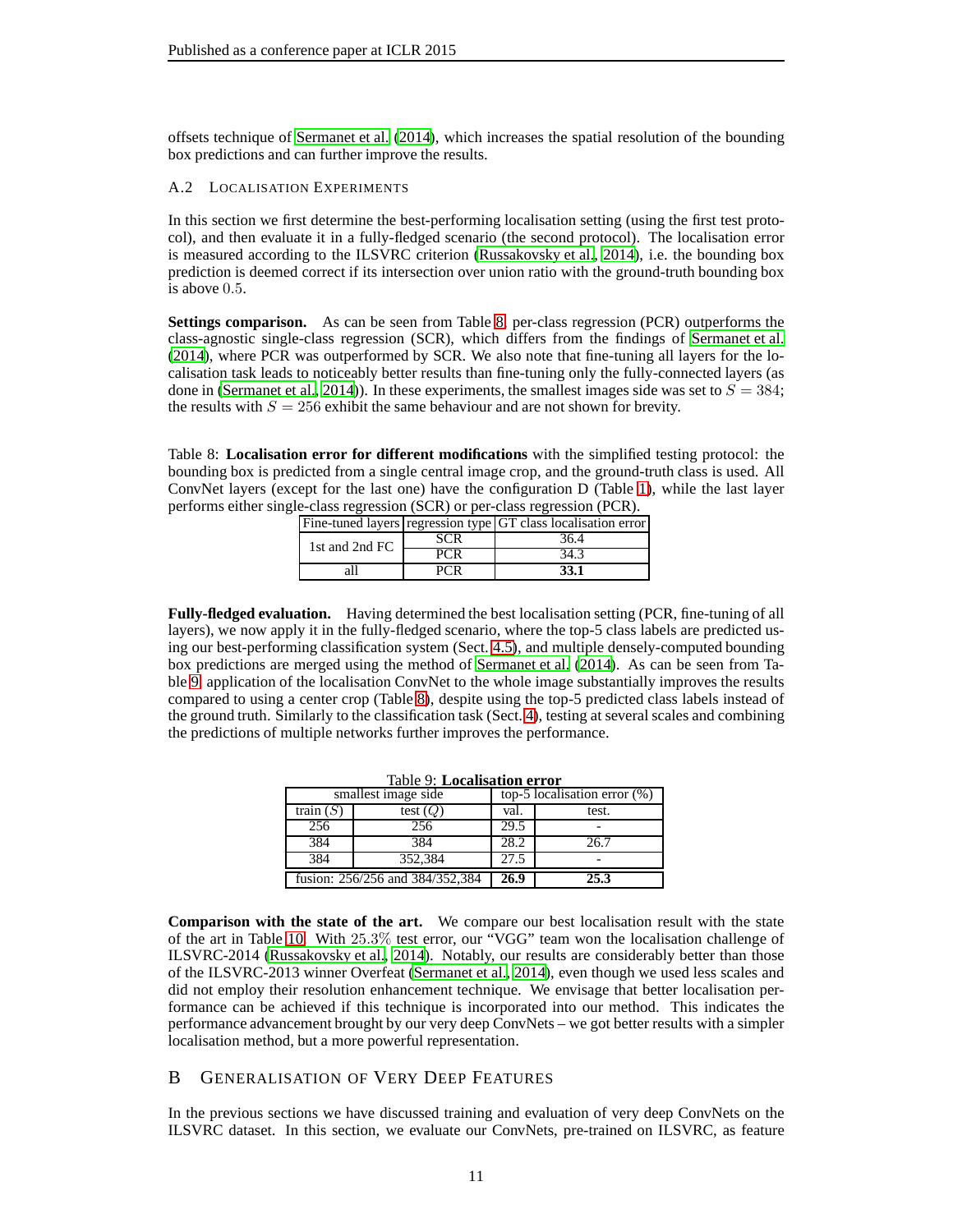offsets technique of Sermanet et al. (2014), which increases the spatial resolution of the bounding box predictions and can further improve the results.

### A.2 Localisation Experiments

In this section we first determine the best-performing localisation setting (using the first test protocol), and then evaluate it in a fully-fledged scenario (the second protocol). The localisation error is measured according to the ILSVRC criterion (Russakovsky et al., 2014), i.e. the bounding box prediction is deemed correct if its intersection over union ratio with the ground-truth bounding box is above $0.5$.

**Settings comparison.** As can be seen from Table 8, per-class regression (PCR) outperforms the class-agnostic single-class regression (SCR), which differs from the findings of Sermanet et al. (2014), where PCR was outperformed by SCR. We also note that fine-tuning all layers for the localisation task leads to noticeably better results than fine-tuning only the fully-connected layers (as done in (Sermanet et al., 2014)). In these experiments, the smallest images side was set to $S = 384$; the results with $S = 256$ exhibit the same behaviour and are not shown for brevity.

Table 8: **Localisation error for different modifications** with the simplified testing protocol: the bounding box is predicted from a single central image crop, and the ground-truth class is used. All ConvNet layers (except for the last one) have the configuration D (Table 1), while the last layer performs either single-class regression (SCR) or per-class regression (PCR).

| Fine-tuned layers | regression type | GT class localisation error |
|---|---|---|
| 1st and 2nd FC | SCR | 36.4 |
| | PCR | 34.3 |
| all | PCR | **33.1** |

**Fully-fledged evaluation.** Having determined the best localisation setting (PCR, fine-tuning of all layers), we now apply it in the fully-fledged scenario, where the top-5 class labels are predicted using our best-performing classification system (Sect. 4.5), and multiple densely-computed bounding box predictions are merged using the method of Sermanet et al. (2014). As can be seen from Table 9, application of the localisation ConvNet to the whole image substantially improves the results compared to using a center crop (Table 8), despite using the top-5 predicted class labels instead of the ground truth. Similarly to the classification task (Sect. 4), testing at several scales and combining the predictions of multiple networks further improves the performance.

Table 9: **Localisation error**

| smallest image side | | top-5 localisation error (%) | |
|---|---|---|---|
| train ($S$) | test ($Q$) | val. | test. |
| 256 | 256 | 29.5 | - |
| 384 | 384 | 28.2 | 26.7 |
| 384 | 352,384 | 27.5 | - |
| fusion: 256/256 and 384/352,384 | | **26.9** | **25.3** |

**Comparison with the state of the art.** We compare our best localisation result with the state of the art in Table 10. With $25.3\%$ test error, our "VGG" team won the localisation challenge of ILSVRC-2014 (Russakovsky et al., 2014). Notably, our results are considerably better than those of the ILSVRC-2013 winner Overfeat (Sermanet et al., 2014), even though we used less scales and did not employ their resolution enhancement technique. We envisage that better localisation performance can be achieved if this technique is incorporated into our method. This indicates the performance advancement brought by our very deep ConvNets – we got better results with a simpler localisation method, but a more powerful representation.

## B Generalisation of Very Deep Features

In the previous sections we have discussed training and evaluation of very deep ConvNets on the ILSVRC dataset. In this section, we evaluate our ConvNets, pre-trained on ILSVRC, as feature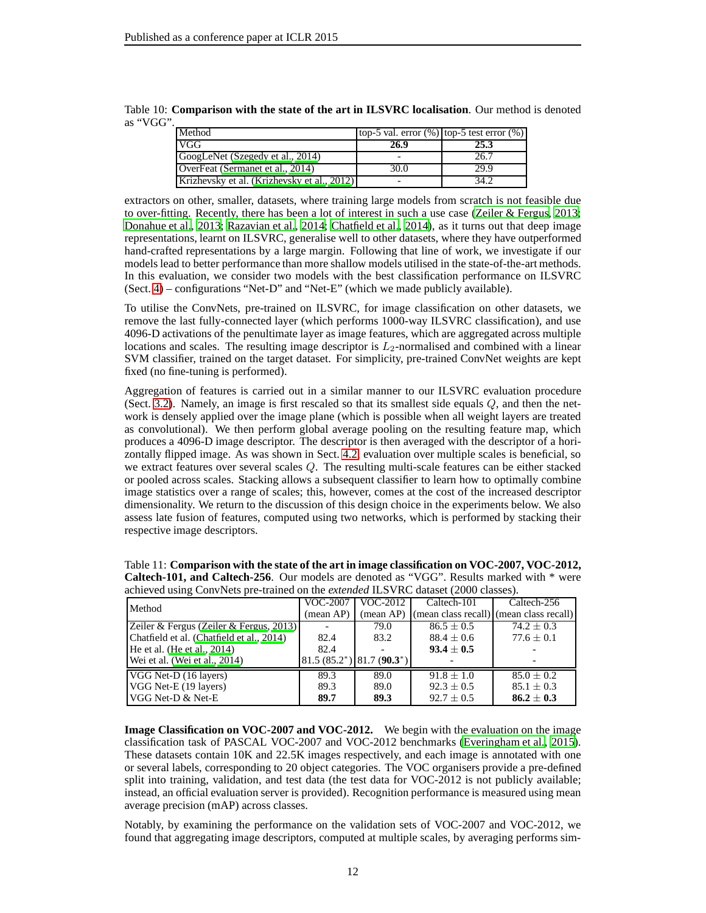Table 10: **Comparison with the state of the art in ILSVRC localisation**. Our method is denoted as "VGG".

| Method | top-5 val. error (%) | top-5 test error (%) |
|---|---|---|
| VGG | **26.9** | **25.3** |
| GoogLeNet (Szegedy et al., 2014) | - | 26.7 |
| OverFeat (Sermanet et al., 2014) | 30.0 | 29.9 |
| Krizhevsky et al. (Krizhevsky et al., 2012) | - | 34.2 |

extractors on other, smaller, datasets, where training large models from scratch is not feasible due to over-fitting. Recently, there has been a lot of interest in such a use case (Zeiler & Fergus, 2013; Donahue et al., 2013; Razavian et al., 2014; Chatfield et al., 2014), as it turns out that deep image representations, learnt on ILSVRC, generalise well to other datasets, where they have outperformed hand-crafted representations by a large margin. Following that line of work, we investigate if our models lead to better performance than more shallow models utilised in the state-of-the-art methods. In this evaluation, we consider two models with the best classification performance on ILSVRC (Sect. 4) – configurations "Net-D" and "Net-E" (which we made publicly available).

To utilise the ConvNets, pre-trained on ILSVRC, for image classification on other datasets, we remove the last fully-connected layer (which performs 1000-way ILSVRC classification), and use 4096-D activations of the penultimate layer as image features, which are aggregated across multiple locations and scales. The resulting image descriptor is $L_2$-normalised and combined with a linear SVM classifier, trained on the target dataset. For simplicity, pre-trained ConvNet weights are kept fixed (no fine-tuning is performed).

Aggregation of features is carried out in a similar manner to our ILSVRC evaluation procedure (Sect. 3.2). Namely, an image is first rescaled so that its smallest side equals $Q$, and then the network is densely applied over the image plane (which is possible when all weight layers are treated as convolutional). We then perform global average pooling on the resulting feature map, which produces a 4096-D image descriptor. The descriptor is then averaged with the descriptor of a horizontally flipped image. As was shown in Sect. 4.2, evaluation over multiple scales is beneficial, so we extract features over several scales $Q$. The resulting multi-scale features can be either stacked or pooled across scales. Stacking allows a subsequent classifier to learn how to optimally combine image statistics over a range of scales; this, however, comes at the cost of the increased descriptor dimensionality. We return to the discussion of this design choice in the experiments below. We also assess late fusion of features, computed using two networks, which is performed by stacking their respective image descriptors.

Table 11: **Comparison with the state of the art in image classification on VOC-2007, VOC-2012, Caltech-101, and Caltech-256**. Our models are denoted as "VGG". Results marked with * were achieved using ConvNets pre-trained on the *extended* ILSVRC dataset (2000 classes).

| Method | VOC-2007 (mean AP) | VOC-2012 (mean AP) | Caltech-101 (mean class recall) | Caltech-256 (mean class recall) |
|---|---|---|---|---|
| Zeiler & Fergus (Zeiler & Fergus, 2013) | - | 79.0 | $86.5 \pm 0.5$ | $74.2 \pm 0.3$ |
| Chatfield et al. (Chatfield et al., 2014) | 82.4 | 83.2 | $88.4 \pm 0.6$ | $77.6 \pm 0.1$ |
| He et al. (He et al., 2014) | 82.4 | - | $\mathbf{93.4 \pm 0.5}$ | - |
| Wei et al. (Wei et al., 2014) | 81.5 (85.2*) | 81.7 (**90.3***) | - | - |
| VGG Net-D (16 layers) | 89.3 | 89.0 | $91.8 \pm 1.0$ | $85.0 \pm 0.2$ |
| VGG Net-E (19 layers) | 89.3 | 89.0 | $92.3 \pm 0.5$ | $85.1 \pm 0.3$ |
| VGG Net-D & Net-E | **89.7** | **89.3** | $92.7 \pm 0.5$ | $\mathbf{86.2 \pm 0.3}$ |

**Image Classification on VOC-2007 and VOC-2012.** We begin with the evaluation on the image classification task of PASCAL VOC-2007 and VOC-2012 benchmarks (Everingham et al., 2015). These datasets contain 10K and 22.5K images respectively, and each image is annotated with one or several labels, corresponding to 20 object categories. The VOC organisers provide a pre-defined split into training, validation, and test data (the test data for VOC-2012 is not publicly available; instead, an official evaluation server is provided). Recognition performance is measured using mean average precision (mAP) across classes.

Notably, by examining the performance on the validation sets of VOC-2007 and VOC-2012, we found that aggregating image descriptors, computed at multiple scales, by averaging performs sim-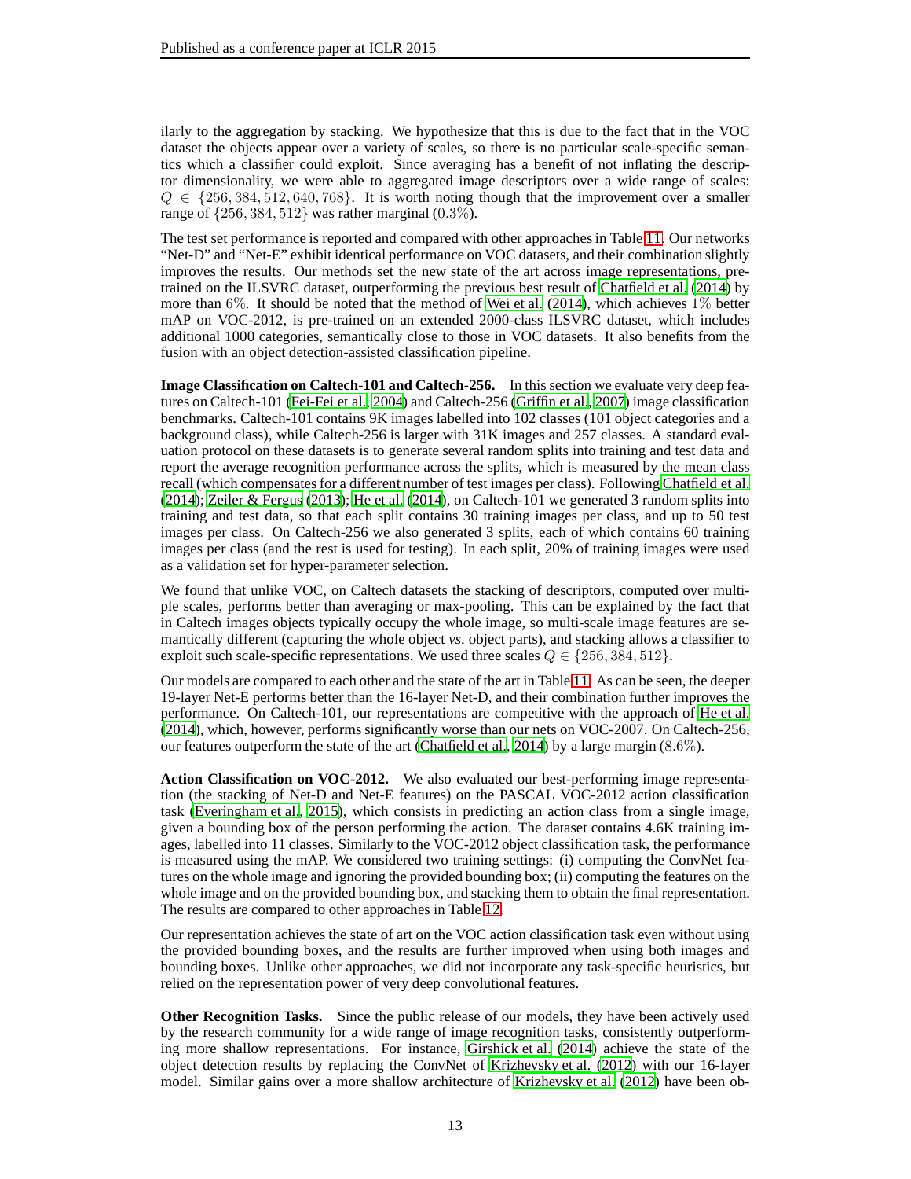ilarly to the aggregation by stacking. We hypothesize that this is due to the fact that in the VOC dataset the objects appear over a variety of scales, so there is no particular scale-specific semantics which a classifier could exploit. Since averaging has a benefit of not inflating the descriptor dimensionality, we were able to aggregated image descriptors over a wide range of scales: $Q \in \{256, 384, 512, 640, 768\}$. It is worth noting though that the improvement over a smaller range of $\{256, 384, 512\}$ was rather marginal ($0.3\%$).

The test set performance is reported and compared with other approaches in Table 11. Our networks "Net-D" and "Net-E" exhibit identical performance on VOC datasets, and their combination slightly improves the results. Our methods set the new state of the art across image representations, pre-trained on the ILSVRC dataset, outperforming the previous best result of Chatfield et al. (2014) by more than $6\%$. It should be noted that the method of Wei et al. (2014), which achieves $1\%$ better mAP on VOC-2012, is pre-trained on an extended 2000-class ILSVRC dataset, which includes additional 1000 categories, semantically close to those in VOC datasets. It also benefits from the fusion with an object detection-assisted classification pipeline.

**Image Classification on Caltech-101 and Caltech-256.** In this section we evaluate very deep features on Caltech-101 (Fei-Fei et al., 2004) and Caltech-256 (Griffin et al., 2007) image classification benchmarks. Caltech-101 contains 9K images labelled into 102 classes (101 object categories and a background class), while Caltech-256 is larger with 31K images and 257 classes. A standard evaluation protocol on these datasets is to generate several random splits into training and test data and report the average recognition performance across the splits, which is measured by the mean class recall (which compensates for a different number of test images per class). Following Chatfield et al. (2014); Zeiler & Fergus (2013); He et al. (2014), on Caltech-101 we generated 3 random splits into training and test data, so that each split contains 30 training images per class, and up to 50 test images per class. On Caltech-256 we also generated 3 splits, each of which contains 60 training images per class (and the rest is used for testing). In each split, 20% of training images were used as a validation set for hyper-parameter selection.

We found that unlike VOC, on Caltech datasets the stacking of descriptors, computed over multiple scales, performs better than averaging or max-pooling. This can be explained by the fact that in Caltech images objects typically occupy the whole image, so multi-scale image features are semantically different (capturing the whole object *vs.* object parts), and stacking allows a classifier to exploit such scale-specific representations. We used three scales $Q \in \{256, 384, 512\}$.

Our models are compared to each other and the state of the art in Table 11. As can be seen, the deeper 19-layer Net-E performs better than the 16-layer Net-D, and their combination further improves the performance. On Caltech-101, our representations are competitive with the approach of He et al. (2014), which, however, performs significantly worse than our nets on VOC-2007. On Caltech-256, our features outperform the state of the art (Chatfield et al., 2014) by a large margin ($8.6\%$).

**Action Classification on VOC-2012.** We also evaluated our best-performing image representation (the stacking of Net-D and Net-E features) on the PASCAL VOC-2012 action classification task (Everingham et al., 2015), which consists in predicting an action class from a single image, given a bounding box of the person performing the action. The dataset contains 4.6K training images, labelled into 11 classes. Similarly to the VOC-2012 object classification task, the performance is measured using the mAP. We considered two training settings: (i) computing the ConvNet features on the whole image and ignoring the provided bounding box; (ii) computing the features on the whole image and on the provided bounding box, and stacking them to obtain the final representation. The results are compared to other approaches in Table 12.

Our representation achieves the state of art on the VOC action classification task even without using the provided bounding boxes, and the results are further improved when using both images and bounding boxes. Unlike other approaches, we did not incorporate any task-specific heuristics, but relied on the representation power of very deep convolutional features.

**Other Recognition Tasks.** Since the public release of our models, they have been actively used by the research community for a wide range of image recognition tasks, consistently outperforming more shallow representations. For instance, Girshick et al. (2014) achieve the state of the object detection results by replacing the ConvNet of Krizhevsky et al. (2012) with our 16-layer model. Similar gains over a more shallow architecture of Krizhevsky et al. (2012) have been ob-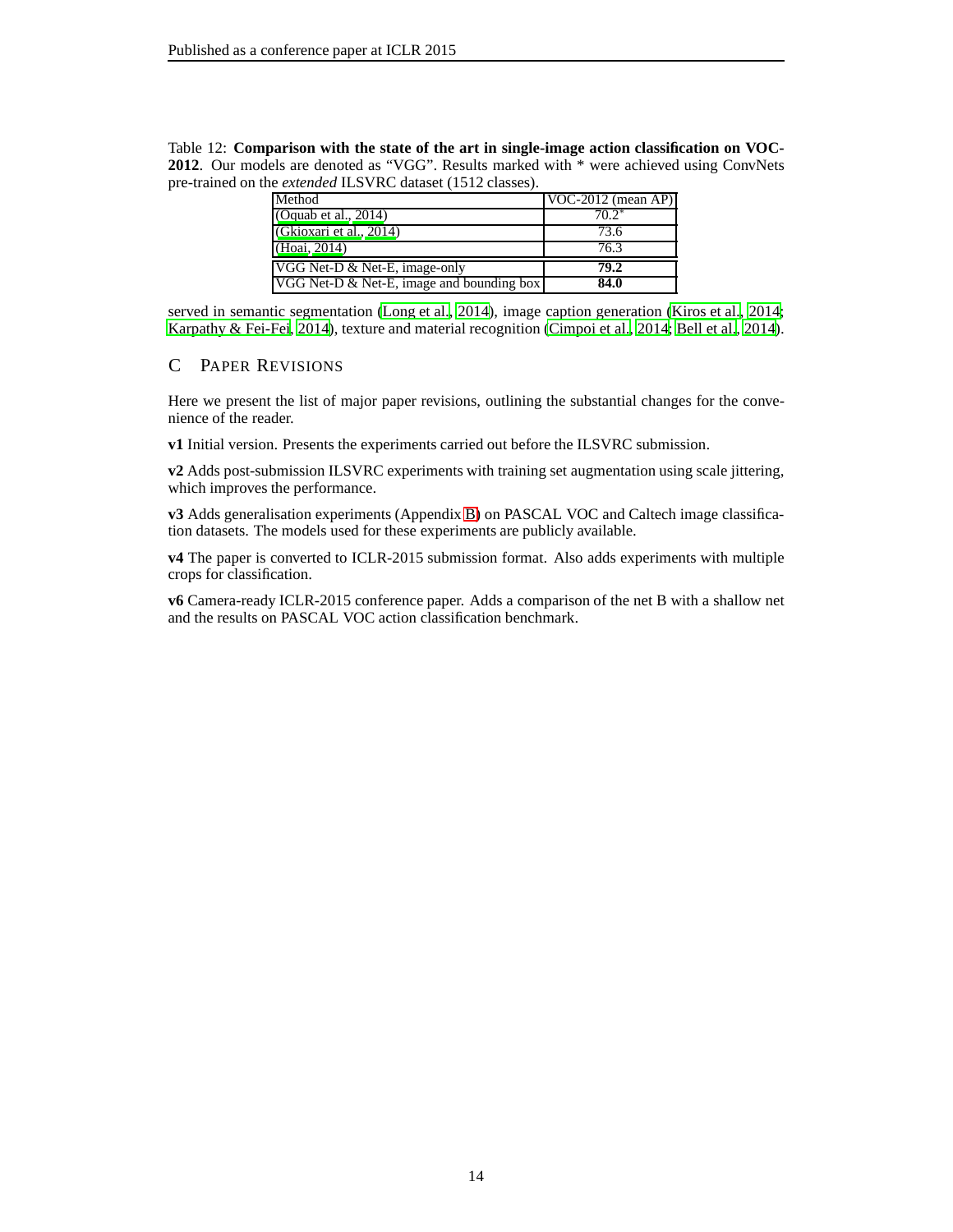Table 12: **Comparison with the state of the art in single-image action classification on VOC-2012**. Our models are denoted as "VGG". Results marked with * were achieved using ConvNets pre-trained on the *extended* ILSVRC dataset (1512 classes).

| Method | VOC-2012 (mean AP) |
|---|---|
| (Oquab et al., 2014) | 70.2* |
| (Gkioxari et al., 2014) | 73.6 |
| (Hoai, 2014) | 76.3 |
| VGG Net-D & Net-E, image-only | **79.2** |
| VGG Net-D & Net-E, image and bounding box | **84.0** |

served in semantic segmentation (Long et al., 2014), image caption generation (Kiros et al., 2014; Karpathy & Fei-Fei, 2014), texture and material recognition (Cimpoi et al., 2014; Bell et al., 2014).

## C Paper Revisions

Here we present the list of major paper revisions, outlining the substantial changes for the convenience of the reader.

**v1** Initial version. Presents the experiments carried out before the ILSVRC submission.

**v2** Adds post-submission ILSVRC experiments with training set augmentation using scale jittering, which improves the performance.

**v3** Adds generalisation experiments (Appendix B) on PASCAL VOC and Caltech image classification datasets. The models used for these experiments are publicly available.

**v4** The paper is converted to ICLR-2015 submission format. Also adds experiments with multiple crops for classification.

**v6** Camera-ready ICLR-2015 conference paper. Adds a comparison of the net B with a shallow net and the results on PASCAL VOC action classification benchmark.